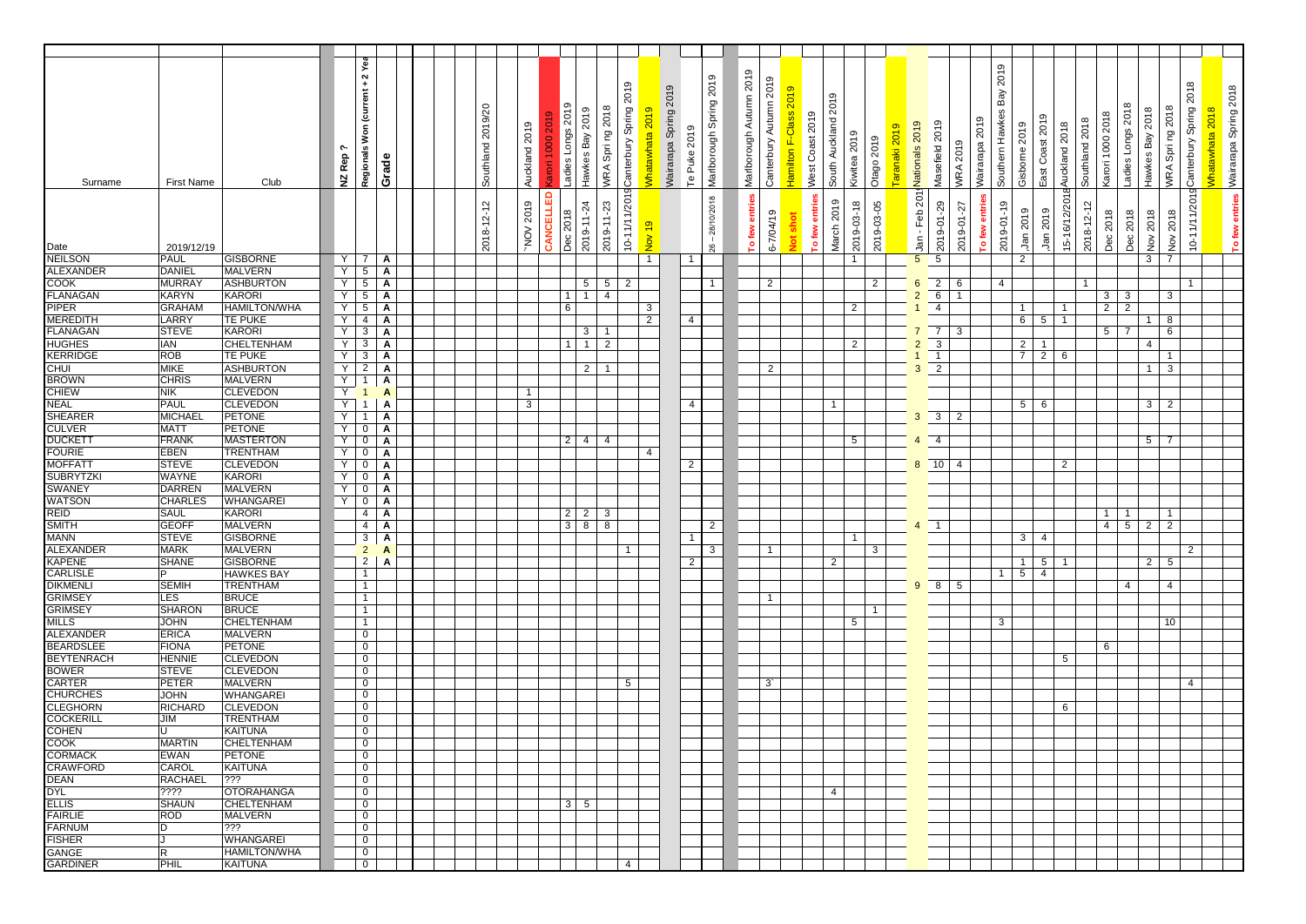| Surname | First Name | Club | NZ Rep ? | Regionals Won (current + 2 Yea | Grade | Southland 2019/20 | Auckland 2019 | Karori 1000 2019 | Ladies Longs 2019 | Hawkes Bay 2019 | WRA Spring 2018 | Canterbury Spring 2019 | Whatawhata 2019 | Wairarapa Spring 2019 | Te Puke 2019 | Marlborough Spring 2019 | Marlborough Autumn 2019 | Canterbury Autumn 2019 | Hamilton F-Class 2019 | West Coast 2019 | South Auckland 2019 | Kiwitea 2019 | Otago 2019 | Taranaki 2019 | Nationals 2019 | Masefield 2019 | WRA 2019 | Wairarapa 2019 | Southern Hawkes Bay 2019 | Gisborne 2019 | East Coast 2019 | Auckland 2018 | Southland 2018 | Karori 1000 2018 | Ladies Longs 2018 | Hawkes Bay 2018 | WRA Spring 2018 | Canterbury Spring 2018 | Whatawhata 2018 | Wairarapa Spring 2018 |
|---|---|---|---|---|---|---|---|---|---|---|---|---|---|---|---|---|---|---|---|---|---|---|---|---|---|---|---|---|---|---|---|---|---|---|---|---|---|---|---|---|
| Date | 2019/12/19 | | | | | 2018-12-12 | 'NOV 2019 | CANCELLED | Dec 2018 | 2019-11-24 | 2019-11-23 | 10-11/11/2019 | Nov 19 | | | 26 – 28/10/2018 | To few entries | 6-7/04/19 | Not shot | To few entries | March 2019 | 2019-03-18 | 2019-03-05 | | Jan - Feb 201 | 2019-01-29 | 2019-01-27 | To few entries | 2019-01-19 | Jan 2019 | Jan 2019 | 15-16/12/2018 | 2018-12-12 | Dec 2018 | Dec 2018 | Nov 2018 | Nov 2018 | 10-11/11/2018 | | To few entries |
| NEILSON | PAUL | GISBORNE | Y | 7 | A | | | | | | | | 1 | | 1 | | | | | | | 1 | | | 5 | 5 | | | | 2 | | | | | | 3 | 7 | | | |
| ALEXANDER | DANIEL | MALVERN | Y | 5 | A | | | | | | | | | | | | | | | | | | | | | | | | | | | | | | | | | | | |
| COOK | MURRAY | ASHBURTON | Y | 5 | A | | | | | 5 | 5 | 2 | | | | 1 | | 2 | | | | | 2 | | 6 | 2 | 6 | | 4 | | | | 1 | | | | | 1 | | |
| FLANAGAN | KARYN | KARORI | Y | 5 | A | | | | 1 | 1 | 4 | | | | | | | | | | | | | | 2 | 6 | 1 | | | | | | | 3 | 3 | | 3 | | | |
| PIPER | GRAHAM | HAMILTON/WHA | Y | 5 | A | | | | 6 | | | | 3 | | | | | | | | | 2 | | | 1 | 4 | | | | 1 | | 1 | | 2 | 2 | | | | | |
| MEREDITH | LARRY | TE PUKE | Y | 4 | A | | | | | | | | 2 | | 4 | | | | | | | | | | | | | | | 6 | 5 | 1 | | | | 1 | 8 | | | |
| FLANAGAN | STEVE | KARORI | Y | 3 | A | | | | | 3 | 1 | | | | | | | | | | | | | | 7 | 7 | 3 | | | | | | | 5 | 7 | | 6 | | | |
| HUGHES | IAN | CHELTENHAM | Y | 3 | A | | | | 1 | 1 | 2 | | | | | | | | | | | 2 | | | 2 | 3 | | | | 2 | 1 | | | | | 4 | | | | |
| KERRIDGE | ROB | TE PUKE | Y | 3 | A | | | | | | | | | | | | | | | | | | | | 1 | 1 | | | | 7 | 2 | 6 | | | | | 1 | | | |
| CHUI | MIKE | ASHBURTON | Y | 2 | A | | | | | 2 | 1 | | | | | | | 2 | | | | | | | 3 | 2 | | | | | | | | | | 1 | 3 | | | |
| BROWN | CHRIS | MALVERN | Y | 1 | A | | | | | | | | | | | | | | | | | | | | | | | | | | | | | | | | | | | |
| CHIEW | NIK | CLEVEDON | Y | 1 | A | | 1 | | | | | | | | | | | | | | | | | | | | | | | | | | | | | | | | | |
| NEAL | PAUL | CLEVEDON | Y | 1 | A | | 3 | | | | | | | | 4 | | | | | | 1 | | | | | | | | | 5 | 6 | | | | | 3 | 2 | | | |
| SHEARER | MICHAEL | PETONE | Y | 1 | A | | | | | | | | | | | | | | | | | | | | 3 | 3 | 2 | | | | | | | | | | | | | |
| CULVER | MATT | PETONE | Y | 0 | A | | | | | | | | | | | | | | | | | | | | | | | | | | | | | | | | | | | |
| DUCKETT | FRANK | MASTERTON | Y | 0 | A | | | | 2 | 4 | 4 | | | | | | | | | | | 5 | | | 4 | 4 | | | | | | | | | | 5 | 7 | | | |
| FOURIE | EBEN | TRENTHAM | Y | 0 | A | | | | | | | | 4 | | | | | | | | | | | | | | | | | | | | | | | | | | | |
| MOFFATT | STEVE | CLEVEDON | Y | 0 | A | | | | | | | | | | 2 | | | | | | | | | | 8 | 10 | 4 | | | | | 2 | | | | | | | | |
| SUBRYTZKI | WAYNE | KARORI | Y | 0 | A | | | | | | | | | | | | | | | | | | | | | | | | | | | | | | | | | | | |
| SWANEY | DARREN | MALVERN | Y | 0 | A | | | | | | | | | | | | | | | | | | | | | | | | | | | | | | | | | | | |
| WATSON | CHARLES | WHANGAREI | Y | 0 | A | | | | | | | | | | | | | | | | | | | | | | | | | | | | | | | | | | | |
| REID | SAUL | KARORI | | 4 | A | | | | 2 | 2 | 3 | | | | | | | | | | | | | | | | | | | | | | | 1 | 1 | | 1 | | | |
| SMITH | GEOFF | MALVERN | | 4 | A | | | | 3 | 8 | 8 | | | | | 2 | | | | | | | | | 4 | 1 | | | | | | | | 4 | 5 | 2 | 2 | | | |
| MANN | STEVE | GISBORNE | | 3 | A | | | | | | | | | | 1 | | | | | | | 1 | | | | | | | | 3 | 4 | | | | | | | | | |
| ALEXANDER | MARK | MALVERN | | 2 | A | | | | | | | 1 | | | | 3 | | 1 | | | | | 3 | | | | | | | | | | | | | | | 2 | | |
| KAPENE | SHANE | GISBORNE | | 2 | A | | | | | | | | | | 2 | | | | | | 2 | | | | | | | | | 1 | 5 | 1 | | | | 2 | 5 | | | |
| CARLISLE | P | HAWKES BAY | | 1 | | | | | | | | | | | | | | | | | | | | | | | | | 1 | 5 | 4 | | | | | | | | | |
| DIKMENLI | SEMIH | TRENTHAM | | 1 | | | | | | | | | | | | | | | | | | | | | 9 | 8 | 5 | | | | | | | | 4 | | 4 | | | |
| GRIMSEY | LES | BRUCE | | 1 | | | | | | | | | | | | | | 1 | | | | | | | | | | | | | | | | | | | | | | |
| GRIMSEY | SHARON | BRUCE | | 1 | | | | | | | | | | | | | | | | | | | 1 | | | | | | | | | | | | | | | | | |
| MILLS | JOHN | CHELTENHAM | | 1 | | | | | | | | | | | | | | | | | | 5 | | | | | | | 3 | | | | | | | | 10 | | | |
| ALEXANDER | ERICA | MALVERN | | 0 | | | | | | | | | | | | | | | | | | | | | | | | | | | | | | | | | | | | |
| BEARDSLEE | FIONA | PETONE | | 0 | | | | | | | | | | | | | | | | | | | | | | | | | | | | | | 6 | | | | | | |
| BEYTENRACH | HENNIE | CLEVEDON | | 0 | | | | | | | | | | | | | | | | | | | | | | | | | | | | 5 | | | | | | | | |
| BOWER | STEVE | CLEVEDON | | 0 | | | | | | | | | | | | | | | | | | | | | | | | | | | | | | | | | | | | |
| CARTER | PETER | MALVERN | | 0 | | | | | | | | 5 | | | | | | 3` | | | | | | | | | | | | | | | | | | | | 4 | | |
| CHURCHES | JOHN | WHANGAREI | | 0 | | | | | | | | | | | | | | | | | | | | | | | | | | | | | | | | | | | | |
| CLEGHORN | RICHARD | CLEVEDON | | 0 | | | | | | | | | | | | | | | | | | | | | | | | | | | | 6 | | | | | | | | |
| COCKERILL | JIM | TRENTHAM | | 0 | | | | | | | | | | | | | | | | | | | | | | | | | | | | | | | | | | | | |
| COHEN | U | KAITUNA | | 0 | | | | | | | | | | | | | | | | | | | | | | | | | | | | | | | | | | | | |
| COOK | MARTIN | CHELTENHAM | | 0 | | | | | | | | | | | | | | | | | | | | | | | | | | | | | | | | | | | | |
| CORMACK | EWAN | PETONE | | 0 | | | | | | | | | | | | | | | | | | | | | | | | | | | | | | | | | | | | |
| CRAWFORD | CAROL | KAITUNA | | 0 | | | | | | | | | | | | | | | | | | | | | | | | | | | | | | | | | | | | |
| DEAN | RACHAEL | ??? | | 0 | | | | | | | | | | | | | | | | | | | | | | | | | | | | | | | | | | | | |
| DYL | ???? | OTORAHANGA | | 0 | | | | | | | | | | | | | | | | | 4 | | | | | | | | | | | | | | | | | | | |
| ELLIS | SHAUN | CHELTENHAM | | 0 | | | | | 3 | 5 | | | | | | | | | | | | | | | | | | | | | | | | | | | | | | |
| FAIRLIE | ROD | MALVERN | | 0 | | | | | | | | | | | | | | | | | | | | | | | | | | | | | | | | | | | | |
| FARNUM | D | ??? | | 0 | | | | | | | | | | | | | | | | | | | | | | | | | | | | | | | | | | | | |
| FISHER | J | WHANGAREI | | 0 | | | | | | | | | | | | | | | | | | | | | | | | | | | | | | | | | | | | |
| GANGE | R | HAMILTON/WHA | | 0 | | | | | | | | | | | | | | | | | | | | | | | | | | | | | | | | | | | | |
| GARDINER | PHIL | KAITUNA | | 0 | | | | | | | | 4 | | | | | | | | | | | | | | | | | | | | | | | | | | | | |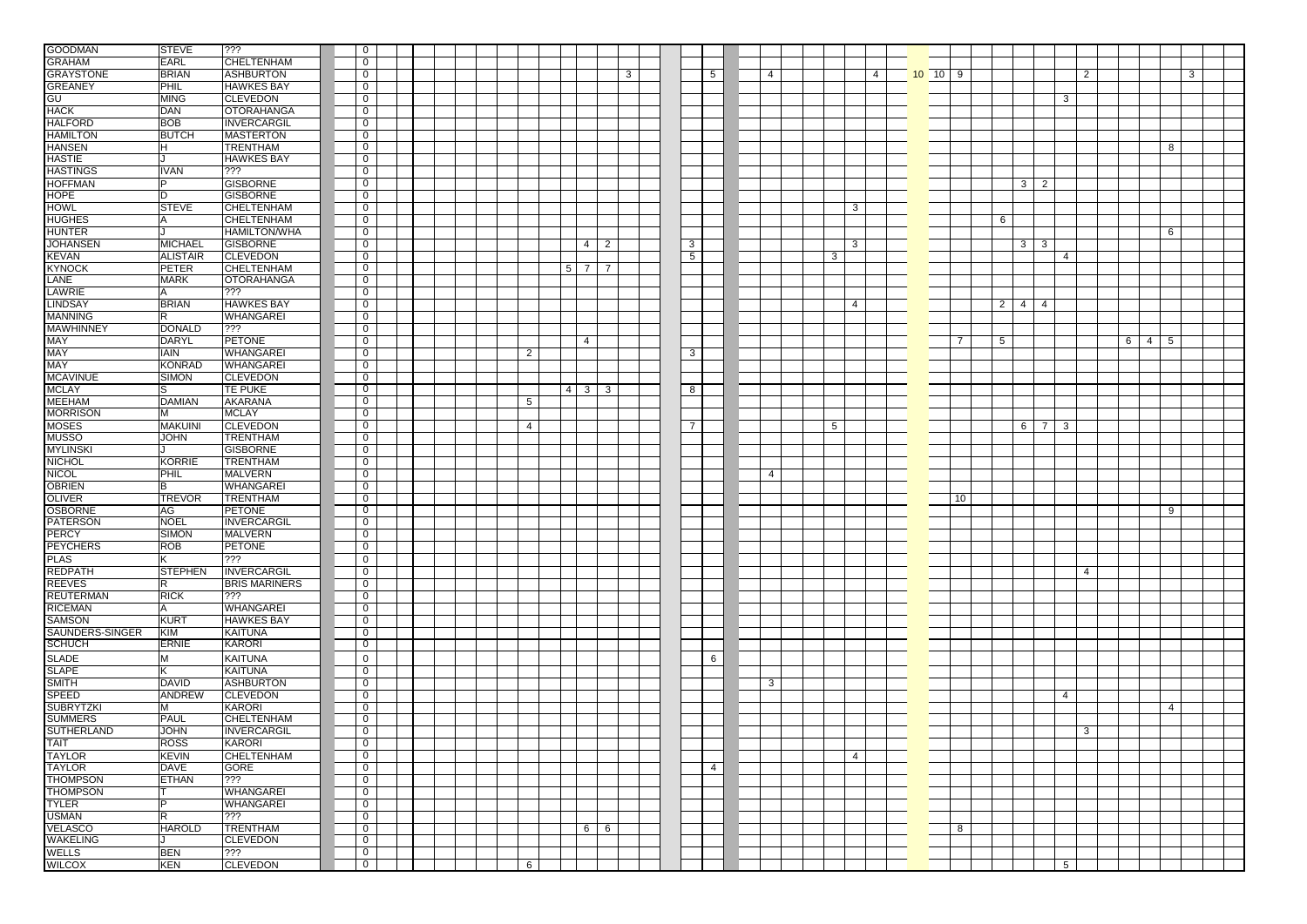| | | | | | | | | | | | | | | | | | | | | | | | | | | | | | | | | | | | | | | | | | | | | | |
|---|---|---|---|---|---|---|---|---|---|---|---|---|---|---|---|---|---|---|---|---|---|---|---|---|---|---|---|---|---|---|---|---|---|---|---|---|---|---|---|---|---|---|---|---|---|
| GOODMAN | STEVE | ??? | 0 | | | | | | | | | | | | | | | | | | | | | | | | | | | | | | | | | | | | | | | | | | |
| GRAHAM | EARL | CHELTENHAM | 0 | | | | | | | | | | | | | | | | | | | | | | | | | | | | | | | | | | | | | | | | | | |
| GRAYSTONE | BRIAN | ASHBURTON | 0 | | | | | | | | | | | | | 3 | | | | 5 | | | 4 | | | | | 4 | | 10 | 10 | 9 | | | | | | 2 | | | | | 3 | | |
| GREANEY | PHIL | HAWKES BAY | 0 | | | | | | | | | | | | | | | | | | | | | | | | | | | | | | | | | | | | | | | | | | |
| GU | MING | CLEVEDON | 0 | | | | | | | | | | | | | | | | | | | | | | | | | | | | | | | | | | 3 | | | | | | | | |
| HACK | DAN | OTORAHANGA | 0 | | | | | | | | | | | | | | | | | | | | | | | | | | | | | | | | | | | | | | | | | | |
| HALFORD | BOB | INVERCARGIL | 0 | | | | | | | | | | | | | | | | | | | | | | | | | | | | | | | | | | | | | | | | | | |
| HAMILTON | BUTCH | MASTERTON | 0 | | | | | | | | | | | | | | | | | | | | | | | | | | | | | | | | | | | | | | | | | | |
| HANSEN | H | TRENTHAM | 0 | | | | | | | | | | | | | | | | | | | | | | | | | | | | | | | | | | | | | | | 8 | | | |
| HASTIE | J | HAWKES BAY | 0 | | | | | | | | | | | | | | | | | | | | | | | | | | | | | | | | | | | | | | | | | | |
| HASTINGS | IVAN | ??? | 0 | | | | | | | | | | | | | | | | | | | | | | | | | | | | | | | | | | | | | | | | | | |
| HOFFMAN | P | GISBORNE | 0 | | | | | | | | | | | | | | | | | | | | | | | | | | | | | | | | 3 | 2 | | | | | | | | | |
| HOPE | D | GISBORNE | 0 | | | | | | | | | | | | | | | | | | | | | | | | | | | | | | | | | | | | | | | | | | |
| HOWL | STEVE | CHELTENHAM | 0 | | | | | | | | | | | | | | | | | | | | | | | 3 | | | | | | | | | | | | | | | | | | | |
| HUGHES | A | CHELTENHAM | 0 | | | | | | | | | | | | | | | | | | | | | | | | | | | | | | | 6 | | | | | | | | | | | |
| HUNTER | J | HAMILTON/WHA | 0 | | | | | | | | | | | | | | | | | | | | | | | | | | | | | | | | | | | | | | | 6 | | | |
| JOHANSEN | MICHAEL | GISBORNE | 0 | | | | | | | | | | | 4 | 2 | | | | 3 | | | | | | | | 3 | | | | | | | | 3 | 3 | | | | | | | | | |
| KEVAN | ALISTAIR | CLEVEDON | 0 | | | | | | | | | | | | | | | | 5 | | | | | | | 3 | | | | | | | | | | | 4 | | | | | | | | |
| KYNOCK | PETER | CHELTENHAM | 0 | | | | | | | | | | 5 | 7 | 7 | | | | | | | | | | | | | | | | | | | | | | | | | | | | | | |
| LANE | MARK | OTORAHANGA | 0 | | | | | | | | | | | | | | | | | | | | | | | | | | | | | | | | | | | | | | | | | | |
| LAWRIE | A | ??? | 0 | | | | | | | | | | | | | | | | | | | | | | | | | | | | | | | | | | | | | | | | | | |
| LINDSAY | BRIAN | HAWKES BAY | 0 | | | | | | | | | | | | | | | | | | | | | | | 4 | | | | | | | | 2 | 4 | 4 | | | | | | | | | |
| MANNING | R | WHANGAREI | 0 | | | | | | | | | | | | | | | | | | | | | | | | | | | | | | | | | | | | | | | | | | |
| MAWHINNEY | DONALD | ??? | 0 | | | | | | | | | | | | | | | | | | | | | | | | | | | | | | | | | | | | | | | | | | |
| MAY | DARYL | PETONE | 0 | | | | | | | | | | | 4 | | | | | | | | | | | | | | | | | | 7 | 5 | | | | | | | 6 | 4 | 5 | | | |
| MAY | IAIN | WHANGAREI | 0 | | | | | | | | 2 | | | | | | | | 3 | | | | | | | | | | | | | | | | | | | | | | | | | | |
| MAY | KONRAD | WHANGAREI | 0 | | | | | | | | | | | | | | | | | | | | | | | | | | | | | | | | | | | | | | | | | | |
| MCAVINUE | SIMON | CLEVEDON | 0 | | | | | | | | | | | | | | | | | | | | | | | | | | | | | | | | | | | | | | | | | | |
| MCLAY | S | TE PUKE | 0 | | | | | | | | | | 4 | 3 | 3 | | | | 8 | | | | | | | | | | | | | | | | | | | | | | | | | | |
| MEEHAM | DAMIAN | AKARANA | 0 | | | | | | | | 5 | | | | | | | | | | | | | | | | | | | | | | | | | | | | | | | | | | |
| MORRISON | M | MCLAY | 0 | | | | | | | | | | | | | | | | | | | | | | | | | | | | | | | | | | | | | | | | | | |
| MOSES | MAKUINI | CLEVEDON | 0 | | | | | | | | 4 | | | | | | | | 7 | | | | | | | 5 | | | | | | | | | 6 | 7 | 3 | | | | | | | | |
| MUSSO | JOHN | TRENTHAM | 0 | | | | | | | | | | | | | | | | | | | | | | | | | | | | | | | | | | | | | | | | | | |
| MYLINSKI | J | GISBORNE | 0 | | | | | | | | | | | | | | | | | | | | | | | | | | | | | | | | | | | | | | | | | | |
| NICHOL | KORRIE | TRENTHAM | 0 | | | | | | | | | | | | | | | | | | | | | | | | | | | | | | | | | | | | | | | | | | |
| NICOL | PHIL | MALVERN | 0 | | | | | | | | | | | | | | | | | | | 4 | | | | | | | | | | | | | | | | | | | | | | | |
| OBRIEN | B | WHANGAREI | 0 | | | | | | | | | | | | | | | | | | | | | | | | | | | | | | | | | | | | | | | | | | |
| OLIVER | TREVOR | TRENTHAM | 0 | | | | | | | | | | | | | | | | | | | | | | | | | | | | | 10 | | | | | | | | | | | | | |
| OSBORNE | AG | PETONE | 0 | | | | | | | | | | | | | | | | | | | | | | | | | | | | | | | | | | | | | | | 9 | | | |
| PATERSON | NOEL | INVERCARGIL | 0 | | | | | | | | | | | | | | | | | | | | | | | | | | | | | | | | | | | | | | | | | | |
| PERCY | SIMON | MALVERN | 0 | | | | | | | | | | | | | | | | | | | | | | | | | | | | | | | | | | | | | | | | | | |
| PEYCHERS | ROB | PETONE | 0 | | | | | | | | | | | | | | | | | | | | | | | | | | | | | | | | | | | | | | | | | | |
| PLAS | K | ??? | 0 | | | | | | | | | | | | | | | | | | | | | | | | | | | | | | | | | | | | | | | | | | |
| REDPATH | STEPHEN | INVERCARGIL | 0 | | | | | | | | | | | | | | | | | | | | | | | | | | | | | | | | | | | 4 | | | | | | | |
| REEVES | R | BRIS MARINERS | 0 | | | | | | | | | | | | | | | | | | | | | | | | | | | | | | | | | | | | | | | | | | |
| REUTERMAN | RICK | ??? | 0 | | | | | | | | | | | | | | | | | | | | | | | | | | | | | | | | | | | | | | | | | | |
| RICEMAN | A | WHANGAREI | 0 | | | | | | | | | | | | | | | | | | | | | | | | | | | | | | | | | | | | | | | | | | |
| SAMSON | KURT | HAWKES BAY | 0 | | | | | | | | | | | | | | | | | | | | | | | | | | | | | | | | | | | | | | | | | | |
| SAUNDERS-SINGER | KIM | KAITUNA | 0 | | | | | | | | | | | | | | | | | | | | | | | | | | | | | | | | | | | | | | | | | | |
| SCHUCH | ERNIE | KARORI | 0 | | | | | | | | | | | | | | | | | | | | | | | | | | | | | | | | | | | | | | | | | | |
| SLADE | M | KAITUNA | 0 | | | | | | | | | | | | | | | | | 6 | | | | | | | | | | | | | | | | | | | | | | | | | |
| SLAPE | K | KAITUNA | 0 | | | | | | | | | | | | | | | | | | | | | | | | | | | | | | | | | | | | | | | | | | |
| SMITH | DAVID | ASHBURTON | 0 | | | | | | | | | | | | | | | | | | | | 3 | | | | | | | | | | | | | | | | | | | | | | |
| SPEED | ANDREW | CLEVEDON | 0 | | | | | | | | | | | | | | | | | | | | | | | | | | | | | | | | | | 4 | | | | | | | | |
| SUBRYTZKI | M | KARORI | 0 | | | | | | | | | | | | | | | | | | | | | | | | | | | | | | | | | | | | | | | 4 | | | |
| SUMMERS | PAUL | CHELTENHAM | 0 | | | | | | | | | | | | | | | | | | | | | | | | | | | | | | | | | | | | | | | | | | |
| SUTHERLAND | JOHN | INVERCARGIL | 0 | | | | | | | | | | | | | | | | | | | | | | | | | | | | | | | | | | | 3 | | | | | | | |
| TAIT | ROSS | KARORI | 0 | | | | | | | | | | | | | | | | | | | | | | | | | | | | | | | | | | | | | | | | | | |
| TAYLOR | KEVIN | CHELTENHAM | 0 | | | | | | | | | | | | | | | | | | | | | | | 4 | | | | | | | | | | | | | | | | | | | |
| TAYLOR | DAVE | GORE | 0 | | | | | | | | | | | | | | | | | 4 | | | | | | | | | | | | | | | | | | | | | | | | | |
| THOMPSON | ETHAN | ??? | 0 | | | | | | | | | | | | | | | | | | | | | | | | | | | | | | | | | | | | | | | | | | |
| THOMPSON | T | WHANGAREI | 0 | | | | | | | | | | | | | | | | | | | | | | | | | | | | | | | | | | | | | | | | | | |
| TYLER | P | WHANGAREI | 0 | | | | | | | | | | | | | | | | | | | | | | | | | | | | | | | | | | | | | | | | | | |
| USMAN | R | ??? | 0 | | | | | | | | | | | | | | | | | | | | | | | | | | | | | | | | | | | | | | | | | | |
| VELASCO | HAROLD | TRENTHAM | 0 | | | | | | | | | | | 6 | 6 | | | | | | | | | | | | | | | | | 8 | | | | | | | | | | | | | |
| WAKELING | J | CLEVEDON | 0 | | | | | | | | | | | | | | | | | | | | | | | | | | | | | | | | | | | | | | | | | | |
| WELLS | BEN | ??? | 0 | | | | | | | | | | | | | | | | | | | | | | | | | | | | | | | | | | | | | | | | | | |
| WILCOX | KEN | CLEVEDON | 0 | | | | | | | | 6 | | | | | | | | | | | | | | | | | | | | | | | | | | 5 | | | | | | | | |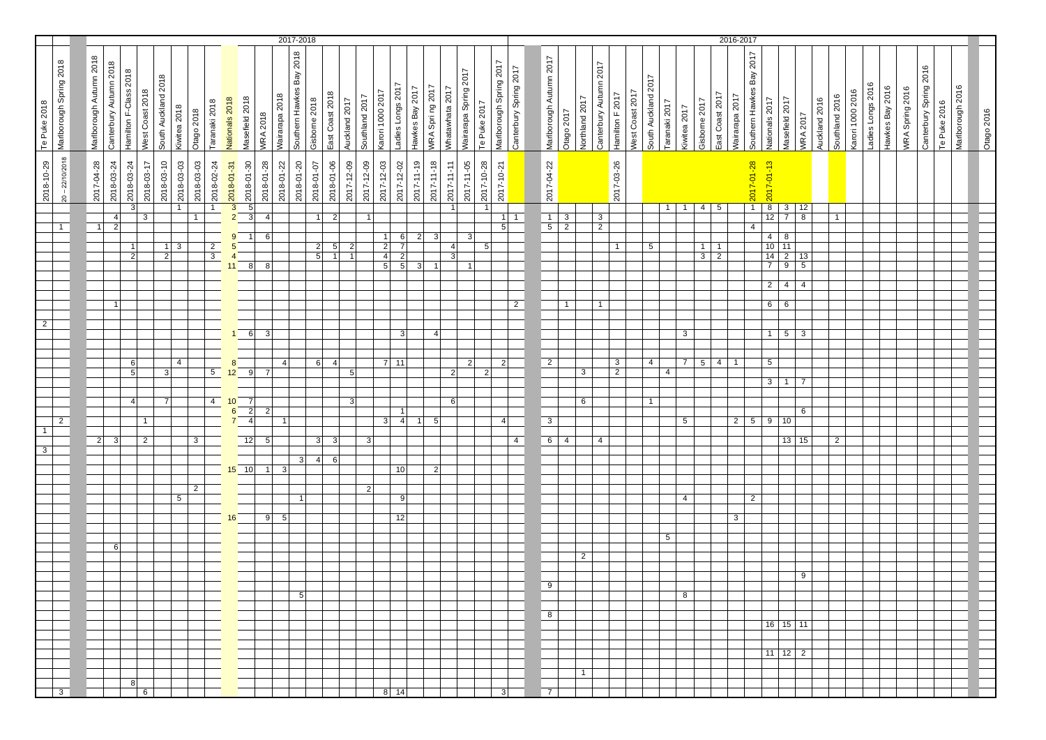| | | 2017-2018 | | | | | | | | | | | | | | | | | | | | | | | | | | 2016-2017 | | | | | | | | | | | | | | | | | | | | | | | | | |
| --- | --- | --- | --- | --- | --- | --- | --- | --- | --- | --- | --- | --- | --- | --- | --- | --- | --- | --- | --- | --- | --- | --- | --- | --- | --- | --- | --- | --- | --- | --- | --- | --- | --- | --- | --- | --- | --- | --- | --- | --- | --- | --- | --- | --- | --- | --- | --- | --- | --- | --- | --- | --- | --- |
| Te Puke 2018 | Marlborough Spring 2018 | Marlborough Autumn 2018 | Canterbury Autumn 2018 | Hamilton F-Class 2018 | West Coast 2018 | South Auckland 2018 | Kiwitea 2018 | Otago 2018 | Taranaki 2018 | Nationals 2018 | Masefield 2018 | WRA 2018 | Wairarapa 2018 | Southern Hawkes Bay 2018 | Gisborne 2018 | East Coast 2018 | Auckland 2017 | Southland 2017 | Karori 1000 2017 | Ladies Longs 2017 | Hawkes Bay 2017 | WRA Spri ng 2017 | Whatawhata 2017 | Wairarapa Spring 2017 | Te Puke 2017 | Marlborough Spring 2017 | Canterbury Spring 2017 | Marlborough Autumn 2017 | Otago 2017 | Northland 2017 | Canterbury Autumn 2017 | Hamilton F 2017 | West Coast 2017 | South Auckland 2017 | Taranaki 2017 | Kiwitea 2017 | Gisborne 2017 | East Coast 2017 | Wairarapa 2017 | Southern Hawkes Bay 2017 | Nationals 2017 | Masefield 2017 | WRA 2017 | Auckland 2016 | Southland 2016 | Karori 1000 2016 | Ladies Longs 2016 | Hawkes Bay 2016 | WRA Spring 2016 | Canterbury Spring 2016 | Te Puke 2016 | Marlborough 2016 | Otago 2016 |
| 2018-10-29 | 20 – 22/10/2018 | 2017-04-28 | 2018-03-24 | 2018-03-24 | 2018-03-17 | 2018-03-10 | 2018-03-03 | 2018-03-03 | 2018-02-24 | 2018-01-31 | 2018-01-30 | 2018-01-28 | 2018-01-22 | 2018-01-20 | 2018-01-07 | 2018-01-06 | 2017-12-09 | 2017-12-09 | 2017-12-03 | 2017-12-02 | 2017-11-19 | 2017-11-18 | 2017-11-11 | 2017-11-05 | 2017-10-28 | 2017-10-21 | | 2017-04-22 | | | | 2017-03-26 | | | | | | | | 2017-01-28 | 2017-01-13 | | | | | | | | | | | | |
| | | | | 3 | | | 1 | | 1 | 3 | 5 | | | | | | | | | | | | 1 | | 1 | | | | | | | | | | 1 | 1 | 4 | 5 | | 1 | 8 | 3 | 12 | | | | | | | | | | |
| | | | 4 | | 3 | | | 1 | | 2 | 3 | 4 | | | 1 | 2 | | 1 | | | | | | | | 1 | 1 | 1 | 3 | | 3 | | | | | | | | | | 12 | 7 | 8 | | 1 | | | | | | | | |
| | 1 | 1 | 2 | | | | | | | | | | | | | | | | | | | | | | | 5 | | 5 | 2 | | 2 | | | | | | | | | 4 | | | | | | | | | | | | | |
| | | | | | | | | | | 9 | 1 | 6 | | | | | | | 1 | 6 | 2 | 3 | | 3 | | | | | | | | | | | | | | | | | 4 | 8 | | | | | | | | | | | |
| | | | | 1 | | 1 | 3 | | 2 | 5 | | | | | 2 | 5 | 2 | | 2 | 7 | | | 4 | | 5 | | | | | | | 1 | | 5 | | | 1 | 1 | | | 10 | 11 | | | | | | | | | | | |
| | | | | 2 | | 2 | | | 3 | 4 | | | | | 5 | 1 | 1 | | 4 | 2 | | | 3 | | | | | | | | | | | | | | 3 | 2 | | | 14 | 2 | 13 | | | | | | | | | | |
| | | | | | | | | | | 11 | 8 | 8 | | | | | | | 5 | 5 | 3 | 1 | | 1 | | | | | | | | | | | | | | | | | 7 | 9 | 5 | | | | | | | | | | |
| | | | | | | | | | | | | | | | | | | | | | | | | | | | | | | | | | | | | | | | | | | | | | | | | | | | | | |
| | | | | | | | | | | | | | | | | | | | | | | | | | | | | | | | | | | | | | | | | | 2 | 4 | 4 | | | | | | | | | | |
| | | | | | | | | | | | | | | | | | | | | | | | | | | | | | | | | | | | | | | | | | | | | | | | | | | | | | |
| | | | 1 | | | | | | | | | | | | | | | | | | | | | | | | 2 | | 1 | | 1 | | | | | | | | | | 6 | 6 | | | | | | | | | | | |
| | | | | | | | | | | | | | | | | | | | | | | | | | | | | | | | | | | | | | | | | | | | | | | | | | | | | | |
| 2 | | | | | | | | | | | | | | | | | | | | | | | | | | | | | | | | | | | | | | | | | | | | | | | | | | | | | |
| | | | | | | | | | | 1 | 6 | 3 | | | | | | | | 3 | | 4 | | | | | | | | | | | | | | 3 | | | | | 1 | 5 | 3 | | | | | | | | | | |
| | | | | | | | | | | | | | | | | | | | | | | | | | | | | | | | | | | | | | | | | | | | | | | | | | | | | | |
| | | | | | | | | | | | | | | | | | | | | | | | | | | | | | | | | | | | | | | | | | | | | | | | | | | | | | |
| | | | | 6 | | | 4 | | | 8 | | | 4 | | 6 | 4 | | | 7 | 11 | | | | 2 | | 2 | | 2 | | | | 3 | | 4 | | 7 | 5 | 4 | 1 | | 5 | | | | | | | | | | | | |
| | | | | 5 | | 3 | | | 5 | 12 | 9 | 7 | | | | | 5 | | | | | | 2 | | 2 | | | | | 3 | | 2 | | | 4 | | | | | | | | | | | | | | | | | | |
| | | | | | | | | | | | | | | | | | | | | | | | | | | | | | | | | | | | | | | | | | 3 | 1 | 7 | | | | | | | | | | |
| | | | | | | | | | | | | | | | | | | | | | | | | | | | | | | | | | | | | | | | | | | | | | | | | | | | | | |
| | | | | 4 | | 7 | | | 4 | 10 | 7 | | | | | | 3 | | | | | | 6 | | | | | | | 6 | | | | 1 | | | | | | | | | | | | | | | | | | | |
| | | | | | | | | | | 6 | 2 | 2 | | | | | | | | 1 | | | | | | | | | | | | | | | | | | | | | | | 6 | | | | | | | | | | |
| | 2 | | | | 1 | | | | | 7 | 4 | | 1 | | | | | | 3 | 4 | 1 | 5 | | | | 4 | | 3 | | | | | | | | 5 | | | 2 | 5 | 9 | 10 | | | | | | | | | | | |
| 1 | | | | | | | | | | | | | | | | | | | | | | | | | | | | | | | | | | | | | | | | | | | | | | | | | | | | | |
| | | 2 | 3 | | 2 | | | 3 | | | 12 | 5 | | | 3 | 3 | | 3 | | | | | | | | | 4 | 6 | 4 | | 4 | | | | | | | | | | | 13 | 15 | | 2 | | | | | | | | |
| 3 | | | | | | | | | | | | | | | | | | | | | | | | | | | | | | | | | | | | | | | | | | | | | | | | | | | | | |
| | | | | | | | | | | | | | | 3 | 4 | 6 | | | | | | | | | | | | | | | | | | | | | | | | | | | | | | | | | | | | | |
| | | | | | | | | | | 15 | 10 | 1 | 3 | | | | | | | 10 | | 2 | | | | | | | | | | | | | | | | | | | | | | | | | | | | | | | |
| | | | | | | | | | | | | | | | | | | | | | | | | | | | | | | | | | | | | | | | | | | | | | | | | | | | | | |
| | | | | | | | | 2 | | | | | | | | | | 2 | | | | | | | | | | | | | | | | | | | | | | | | | | | | | | | | | | | |
| | | | | | | | 5 | | | | | | | 1 | | | | | | 9 | | | | | | | | | | | | | | | | 4 | | | | 2 | | | | | | | | | | | | | |
| | | | | | | | | | | | | | | | | | | | | | | | | | | | | | | | | | | | | | | | | | | | | | | | | | | | | | |
| | | | | | | | | | | 16 | | 9 | 5 | | | | | | | 12 | | | | | | | | | | | | | | | | | | | 3 | | | | | | | | | | | | | | |
| | | | | | | | | | | | | | | | | | | | | | | | | | | | | | | | | | | | | | | | | | | | | | | | | | | | | | |
| | | | | | | | | | | | | | | | | | | | | | | | | | | | | | | | | | | | 5 | | | | | | | | | | | | | | | | | | |
| | | | 6 | | | | | | | | | | | | | | | | | | | | | | | | | | | | | | | | | | | | | | | | | | | | | | | | | | |
| | | | | | | | | | | | | | | | | | | | | | | | | | | | | | | 2 | | | | | | | | | | | | | | | | | | | | | | | |
| | | | | | | | | | | | | | | | | | | | | | | | | | | | | | | | | | | | | | | | | | | | | | | | | | | | | | |
| | | | | | | | | | | | | | | | | | | | | | | | | | | | | | | | | | | | | | | | | | | | 9 | | | | | | | | | | |
| | | | | | | | | | | | | | | | | | | | | | | | | | | | | 9 | | | | | | | | | | | | | | | | | | | | | | | | | |
| | | | | | | | | | | | | | | 5 | | | | | | | | | | | | | | | | | | | | | | 8 | | | | | | | | | | | | | | | | | |
| | | | | | | | | | | | | | | | | | | | | | | | | | | | | | | | | | | | | | | | | | | | | | | | | | | | | | |
| | | | | | | | | | | | | | | | | | | | | | | | | | | | | 8 | | | | | | | | | | | | | | | | | | | | | | | | | |
| | | | | | | | | | | | | | | | | | | | | | | | | | | | | | | | | | | | | | | | | | 16 | 15 | 11 | | | | | | | | | | |
| | | | | | | | | | | | | | | | | | | | | | | | | | | | | | | | | | | | | | | | | | | | | | | | | | | | | | |
| | | | | | | | | | | | | | | | | | | | | | | | | | | | | | | | | | | | | | | | | | | | | | | | | | | | | | |
| | | | | | | | | | | | | | | | | | | | | | | | | | | | | | | | | | | | | | | | | | 11 | 12 | 2 | | | | | | | | | | |
| | | | | | | | | | | | | | | | | | | | | | | | | | | | | | | | | | | | | | | | | | | | | | | | | | | | | | |
| | | | | | | | | | | | | | | | | | | | | | | | | | | | | | | 1 | | | | | | | | | | | | | | | | | | | | | | | |
| | | | | 8 | | | | | | | | | | | | | | | | | | | | | | | | | | | | | | | | | | | | | | | | | | | | | | | | | |
| | 3 | | | | 6 | | | | | | | | | | | | | | 8 | 14 | | | | | | 3 | | 7 | | | | | | | | | | | | | | | | | | | | | | | | | |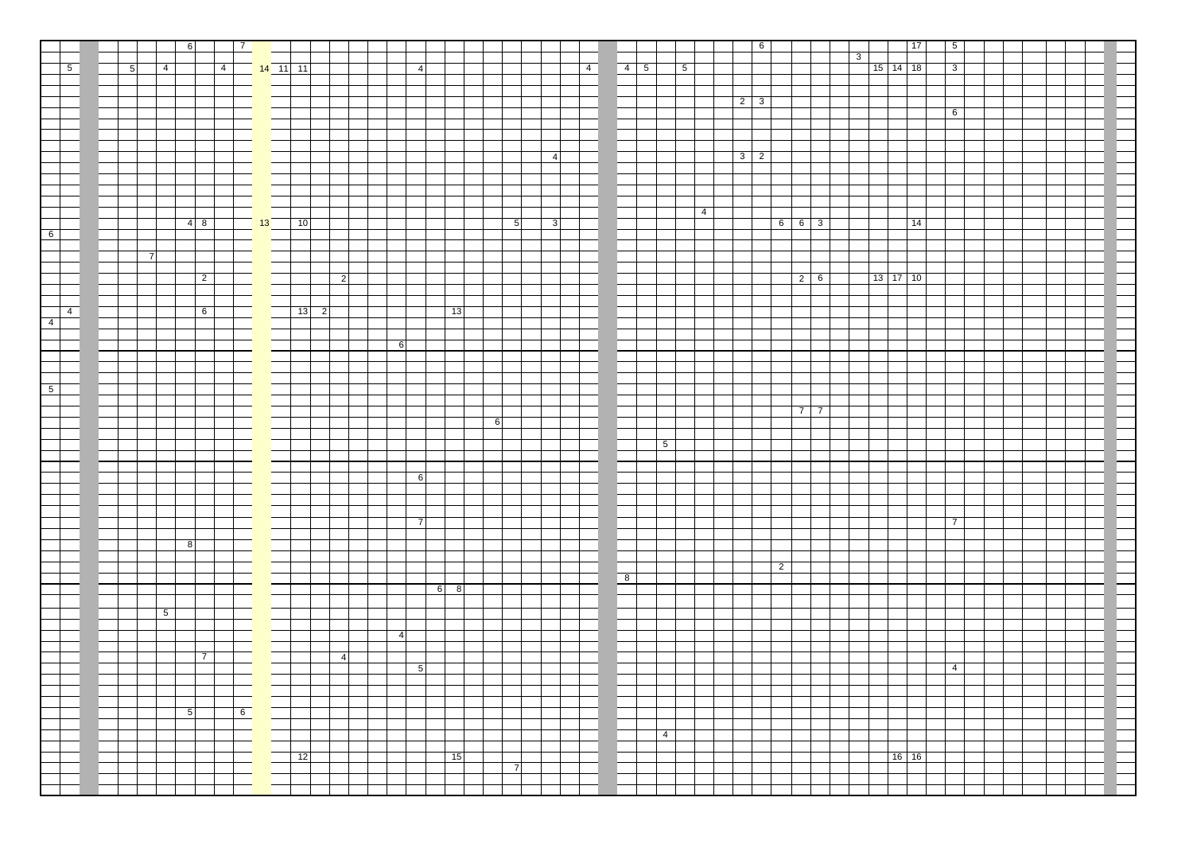6 7 6 17 5

3

5 5 4 4 14 11 11 4 4 4 5 5 15 14 18 3

2 3

6

4 3 2

4

4 8 13 10 5 3 6 6 3 14

6

7

2 2 2 6 13 17 10

4 6 13 2 13

4

6

5

7 7

6

5

6

7 7

8

2

8

6 8

5

4

7 4

5 4

5 6

4

12 15 16 16

7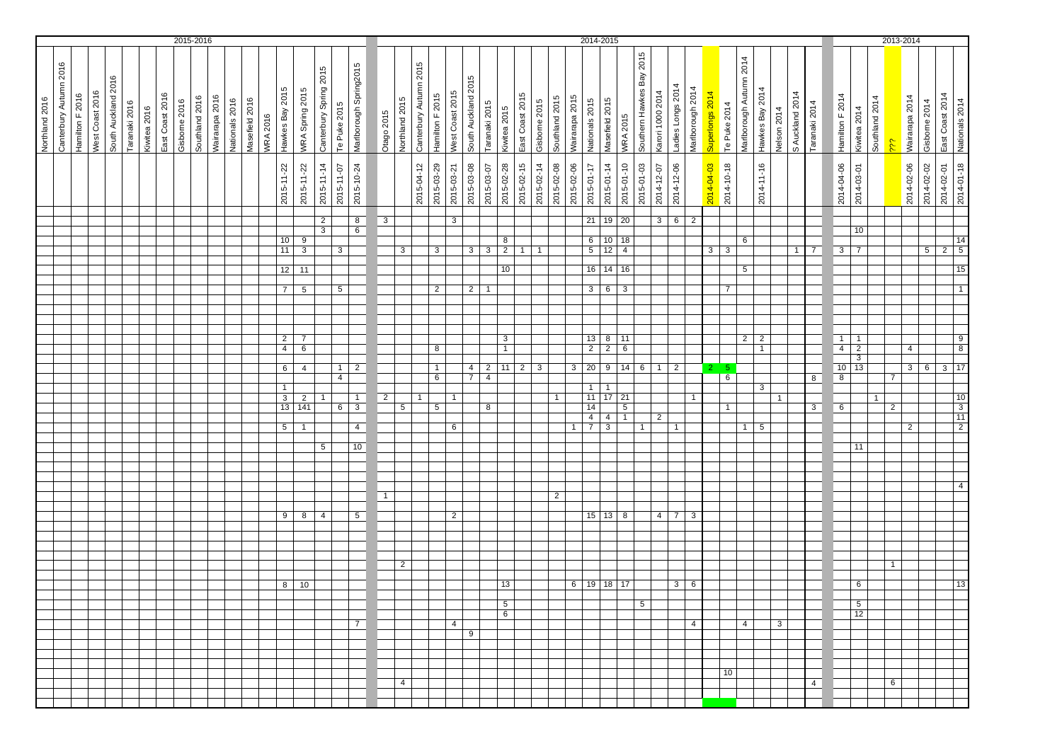| 2015-2016 | | | | | | | | | | | | | | | | | | | 2014-2015 | | | | | | | | | | | | | | | | | | | | | | | | | | 2013-2014 | | | | | | | |
|---|---|---|---|---|---|---|---|---|---|---|---|---|---|---|---|---|---|---|---|---|---|---|---|---|---|---|---|---|---|---|---|---|---|---|---|---|---|---|---|---|---|---|---|---|---|---|---|---|---|---|---|---|
| Northland 2016 | Canterbury Autumn 2016 | Hamilton F 2016 | West Coast 2016 | South Auckland 2016 | Taranaki 2016 | Kiwitea 2016 | East Coast 2016 | Gisborne 2016 | Southland 2016 | Wairarapa 2016 | Nationals 2016 | Masefield 2016 | WRA 2016 | Hawkes Bay 2015 | WRA Spring 2015 | Canterbury Spring 2015 | Te Puke 2015 | Marlborough Spring2015 | Otago 2015 | Northland 2015 | Canterbury Autumn 2015 | Hamilton F 2015 | West Coast 2015 | South Auckland 2015 | Taranaki 2015 | Kiwitea 2015 | East Coast 2015 | Gisborne 2015 | Southland 2015 | Wairarapa 2015 | Nationals 2015 | Masefield 2015 | WRA 2015 | Southern Hawkes Bay 2015 | Karori 1000 2014 | Ladies Longs 2014 | Marlborough 2014 | Superlongs 2014 | Te Puke 2014 | Marlborough Autumn 2014 | Hawkes Bay 2014 | Nelson 2014 | S Auckland 2014 | Taranaki 2014 | Hamilton F 2014 | Kiwitea 2014 | Southland 2014 | ??? | Wairarapa 2014 | Gisborne 2014 | East Coast 2014 | Nationals 2014 |
| | | | | | | | | | | | | | | 2015-11-22 | 2015-11-22 | 2015-11-14 | 2015-11-07 | 2015-10-24 | | | 2015-04-12 | 2015-03-29 | 2015-03-21 | 2015-03-08 | 2015-03-07 | 2015-02-28 | 2015-02-15 | 2015-02-14 | 2015-02-08 | 2015-02-06 | 2015-01-17 | 2015-01-14 | 2015-01-10 | 2015-01-03 | 2014-12-07 | 2014-12-06 | | 2014-04-03 | 2014-10-18 | | 2014-11-16 | | | | 2014-04-06 | 2014-03-01 | | | 2014-02-06 | 2014-02-02 | 2014-02-01 | 2014-01-18 |
| | | | | | | | | | | | | | | | | 2 | | 8 | 3 | | | | 3 | | | | | | | | 21 | 19 | 20 | | 3 | 6 | 2 | | | | | | | | | | | | | | | |
| | | | | | | | | | | | | | | | | 3 | | 6 | | | | | | | | | | | | | | | | | | | | | | | | | | | | 10 | | | | | | |
| | | | | | | | | | | | | | | 10 | 9 | | | | | | | | | | | 8 | | | | | 6 | 10 | 18 | | | | | | | 6 | | | | | | | | | | | | 14 |
| | | | | | | | | | | | | | | 11 | 3 | | 3 | | | 3 | | 3 | | 3 | 3 | 2 | 1 | 1 | | | 5 | 12 | 4 | | | | | 3 | 3 | | | | 1 | 7 | 3 | 7 | | | | 5 | 2 | 5 |
| | | | | | | | | | | | | | | 12 | 11 | | | | | | | | | | | 10 | | | | | 16 | 14 | 16 | | | | | | | 5 | | | | | | | | | | | | 15 |
| | | | | | | | | | | | | | | 7 | 5 | | 5 | | | | | 2 | | 2 | 1 | | | | | | 3 | 6 | 3 | | | | | | 7 | | | | | | | | | | | | | 1 |
| | | | | | | | | | | | | | | 2 | 7 | | | | | | | | | | | 3 | | | | | 13 | 8 | 11 | | | | | | | 2 | 2 | | | | 1 | 1 | | | | | | 9 |
| | | | | | | | | | | | | | | 4 | 6 | | | | | | | 8 | | | | 1 | | | | | 2 | 2 | 6 | | | | | | | | 1 | | | | 4 | 2 | | | 4 | | | 8 |
| | | | | | | | | | | | | | | | | | | | | | | | | | | | | | | | | | | | | | | | | | | | | | | 3 | | | | | | |
| | | | | | | | | | | | | | | 6 | 4 | | 1 | 2 | | | | 1 | | 4 | 2 | 11 | 2 | 3 | | 3 | 20 | 9 | 14 | 6 | 1 | 2 | | 2 | 5 | | | | | | 10 | 13 | | | 3 | 6 | 3 | 17 |
| | | | | | | | | | | | | | | | | | 4 | | | | | 6 | | 7 | 4 | | | | | | | | | | | | | | 6 | | | | | 8 | 8 | | | 7 | | | | |
| | | | | | | | | | | | | | | 1 | | | | | | | | | | | | | | | | | 1 | 1 | | | | | | | | | 3 | | | | | | | | | | | |
| | | | | | | | | | | | | | | 3 | 2 | 1 | | 1 | 2 | | 1 | | 1 | | | | | | 1 | | 11 | 17 | 21 | | | | 1 | | | | | 1 | | | | | 1 | | | | | 10 |
| | | | | | | | | | | | | | | 13 | 141 | | 6 | 3 | | 5 | | 5 | | | 8 | | | | | | 14 | | 5 | | | | | | 1 | | | | | 3 | 6 | | | 2 | | | | 3 |
| | | | | | | | | | | | | | | | | | | | | | | | | | | | | | | | 4 | 4 | 1 | | 2 | | | | | | | | | | | | | | | | | 11 |
| | | | | | | | | | | | | | | 5 | 1 | | | 4 | | | | | 6 | | | | | | | 1 | 7 | 3 | | 1 | | 1 | | | | 1 | 5 | | | | | | | | 2 | | | 2 |
| | | | | | | | | | | | | | | | | 5 | | 10 | | | | | | | | | | | | | | | | | | | | | | | | | | | | 11 | | | | | | |
| | | | | | | | | | | | | | | | | | | | | | | | | | | | | | | | | | | | | | | | | | | | | | | | | | | | | 4 |
| | | | | | | | | | | | | | | | | | | | 1 | | | | | | | | | | 2 | | | | | | | | | | | | | | | | | | | | | | | |
| | | | | | | | | | | | | | | 9 | 8 | 4 | | 5 | | | | | 2 | | | | | | | | 15 | 13 | 8 | | 4 | 7 | 3 | | | | | | | | | | | | | | | |
| | | | | | | | | | | | | | | | | | | | | 2 | | | | | | | | | | | | | | | | | | | | | | | | | | | | 1 | | | | |
| | | | | | | | | | | | | | | 8 | 10 | | | | | | | | | | | 13 | | | | 6 | 19 | 18 | 17 | | | 3 | 6 | | | | | | | | | 6 | | | | | | 13 |
| | | | | | | | | | | | | | | | | | | | | | | | | | | 5 | | | | | | | | 5 | | | | | | | | | | | | 5 | | | | | | |
| | | | | | | | | | | | | | | | | | | | | | | | | | | 6 | | | | | | | | | | | | | | | | | | | | 12 | | | | | | |
| | | | | | | | | | | | | | | | | | | 7 | | | | | 4 | | | | | | | | | | | | | | 4 | | | 4 | | 3 | | | | | | | | | | |
| | | | | | | | | | | | | | | | | | | | | | | | | 9 | | | | | | | | | | | | | | | | | | | | | | | | | | | | |
| | | | | | | | | | | | | | | | | | | | | | | | | | | | | | | | | | | | | | | | 10 | | | | | | | | | | | | | |
| | | | | | | | | | | | | | | | | | | | | 4 | | | | | | | | | | | | | | | | | | | | | | | | 4 | | | | 6 | | | | |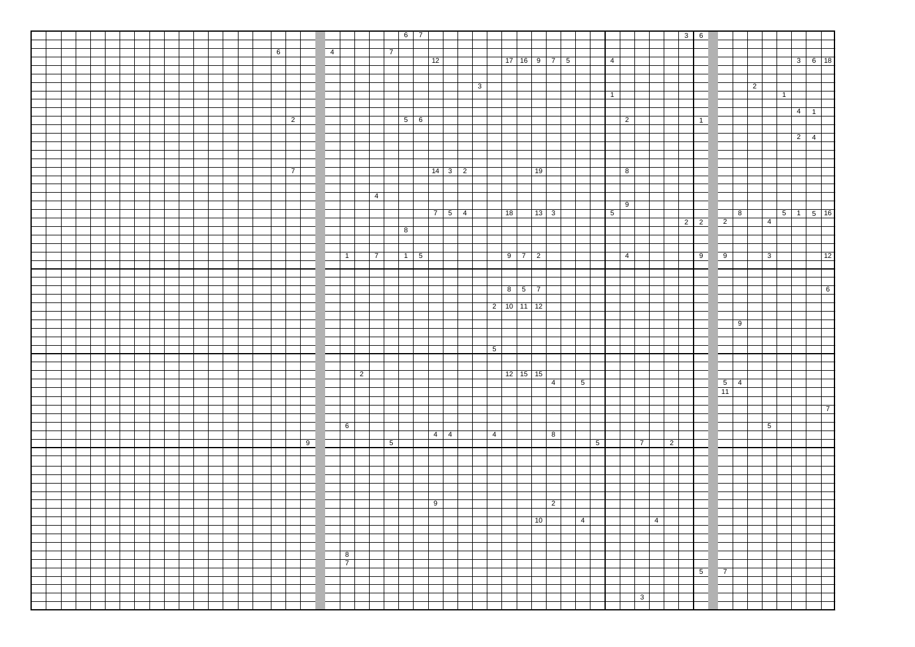6 7 3 6

6 4 7

12 17 16 9 7 5 4 3 6 18

3 2

1 1

4 1

2 5 6 2 1

2 4

7 14 3 2 19 8

4

9

7 5 4 18 13 3 5 8 5 1 5 16

2 2 2 4

8

1 7 1 5 9 7 2 4 9 9 3 12

8 5 7 6

2 10 11 12

9

5

2 12 15 15

4 5 5 4

11

7

6 5

4 4 4 8

9 5 5 7 2

9 2

10 4 4

8

7 5 7

3